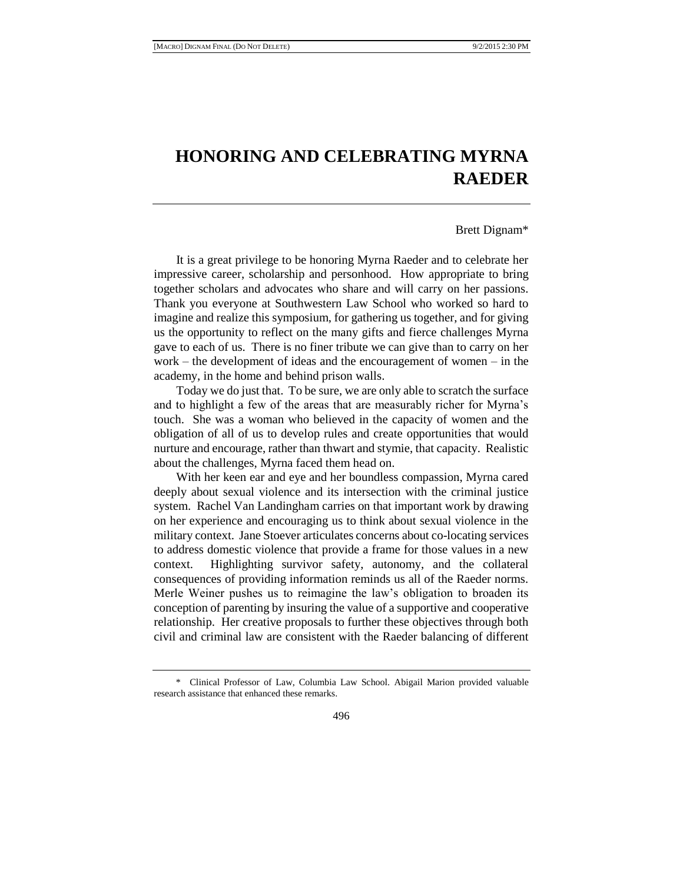# HONORING AND CELEBRATING MYRNA RAEDER

Brett Dignam*

It is a great privilege to be honoring Myrna Raeder and to celebrate her impressive career, scholarship and personhood. How appropriate to bring together scholars and advocates who share and will carry on her passions. Thank you everyone at Southwestern Law School who worked so hard to imagine and realize this symposium, for gathering us together, and for giving us the opportunity to reflect on the many gifts and fierce challenges Myrna gave to each of us. There is no finer tribute we can give than to carry on her work – the development of ideas and the encouragement of women – in the academy, in the home and behind prison walls.

Today we do just that. To be sure, we are only able to scratch the surface and to highlight a few of the areas that are measurably richer for Myrna's touch. She was a woman who believed in the capacity of women and the obligation of all of us to develop rules and create opportunities that would nurture and encourage, rather than thwart and stymie, that capacity. Realistic about the challenges, Myrna faced them head on.

With her keen ear and eye and her boundless compassion, Myrna cared deeply about sexual violence and its intersection with the criminal justice system. Rachel Van Landingham carries on that important work by drawing on her experience and encouraging us to think about sexual violence in the military context. Jane Stoever articulates concerns about co-locating services to address domestic violence that provide a frame for those values in a new context. Highlighting survivor safety, autonomy, and the collateral consequences of providing information reminds us all of the Raeder norms. Merle Weiner pushes us to reimagine the law's obligation to broaden its conception of parenting by insuring the value of a supportive and cooperative relationship. Her creative proposals to further these objectives through both civil and criminal law are consistent with the Raeder balancing of different

\* Clinical Professor of Law, Columbia Law School. Abigail Marion provided valuable research assistance that enhanced these remarks.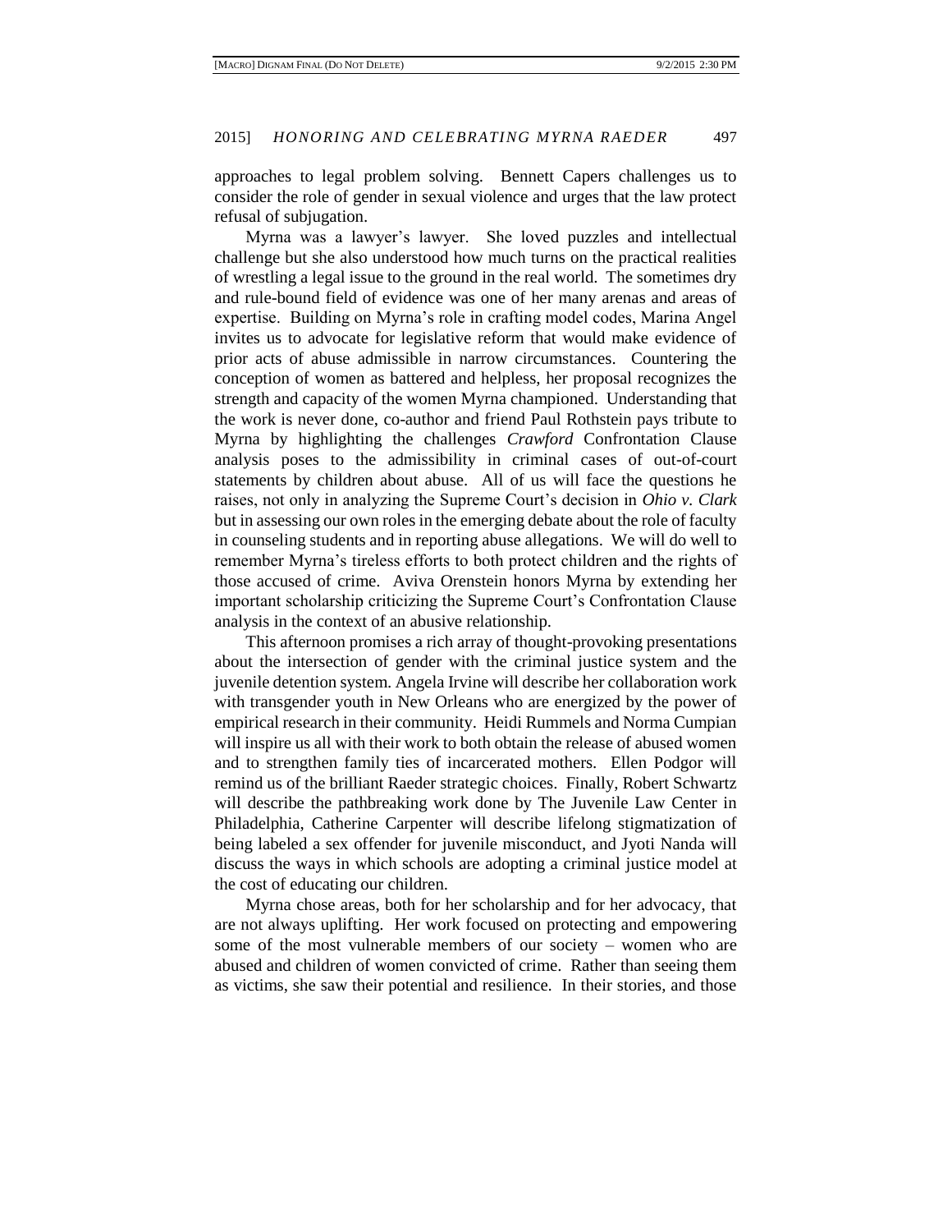approaches to legal problem solving. Bennett Capers challenges us to consider the role of gender in sexual violence and urges that the law protect refusal of subjugation.

Myrna was a lawyer's lawyer. She loved puzzles and intellectual challenge but she also understood how much turns on the practical realities of wrestling a legal issue to the ground in the real world. The sometimes dry and rule-bound field of evidence was one of her many arenas and areas of expertise. Building on Myrna's role in crafting model codes, Marina Angel invites us to advocate for legislative reform that would make evidence of prior acts of abuse admissible in narrow circumstances. Countering the conception of women as battered and helpless, her proposal recognizes the strength and capacity of the women Myrna championed. Understanding that the work is never done, co-author and friend Paul Rothstein pays tribute to Myrna by highlighting the challenges *Crawford* Confrontation Clause analysis poses to the admissibility in criminal cases of out-of-court statements by children about abuse. All of us will face the questions he raises, not only in analyzing the Supreme Court's decision in *Ohio v. Clark* but in assessing our own roles in the emerging debate about the role of faculty in counseling students and in reporting abuse allegations. We will do well to remember Myrna's tireless efforts to both protect children and the rights of those accused of crime. Aviva Orenstein honors Myrna by extending her important scholarship criticizing the Supreme Court's Confrontation Clause analysis in the context of an abusive relationship.

This afternoon promises a rich array of thought-provoking presentations about the intersection of gender with the criminal justice system and the juvenile detention system. Angela Irvine will describe her collaboration work with transgender youth in New Orleans who are energized by the power of empirical research in their community. Heidi Rummels and Norma Cumpian will inspire us all with their work to both obtain the release of abused women and to strengthen family ties of incarcerated mothers. Ellen Podgor will remind us of the brilliant Raeder strategic choices. Finally, Robert Schwartz will describe the pathbreaking work done by The Juvenile Law Center in Philadelphia, Catherine Carpenter will describe lifelong stigmatization of being labeled a sex offender for juvenile misconduct, and Jyoti Nanda will discuss the ways in which schools are adopting a criminal justice model at the cost of educating our children.

Myrna chose areas, both for her scholarship and for her advocacy, that are not always uplifting. Her work focused on protecting and empowering some of the most vulnerable members of our society – women who are abused and children of women convicted of crime. Rather than seeing them as victims, she saw their potential and resilience. In their stories, and those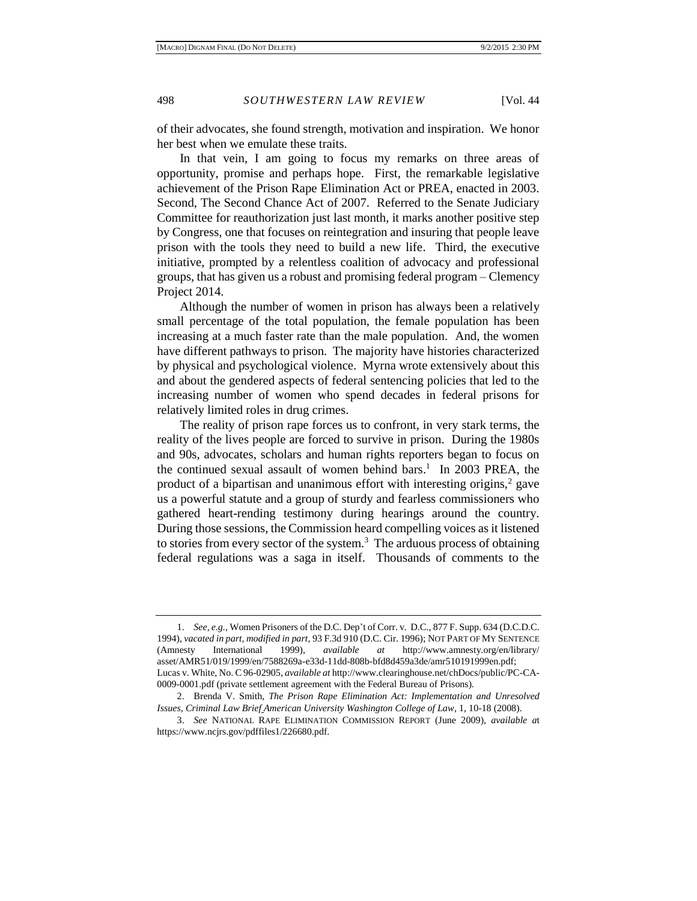of their advocates, she found strength, motivation and inspiration. We honor her best when we emulate these traits.

In that vein, I am going to focus my remarks on three areas of opportunity, promise and perhaps hope. First, the remarkable legislative achievement of the Prison Rape Elimination Act or PREA, enacted in 2003. Second, The Second Chance Act of 2007. Referred to the Senate Judiciary Committee for reauthorization just last month, it marks another positive step by Congress, one that focuses on reintegration and insuring that people leave prison with the tools they need to build a new life. Third, the executive initiative, prompted by a relentless coalition of advocacy and professional groups, that has given us a robust and promising federal program – Clemency Project 2014.

Although the number of women in prison has always been a relatively small percentage of the total population, the female population has been increasing at a much faster rate than the male population. And, the women have different pathways to prison. The majority have histories characterized by physical and psychological violence. Myrna wrote extensively about this and about the gendered aspects of federal sentencing policies that led to the increasing number of women who spend decades in federal prisons for relatively limited roles in drug crimes.

The reality of prison rape forces us to confront, in very stark terms, the reality of the lives people are forced to survive in prison. During the 1980s and 90s, advocates, scholars and human rights reporters began to focus on the continued sexual assault of women behind bars.[1] In 2003 PREA, the product of a bipartisan and unanimous effort with interesting origins,[2] gave us a powerful statute and a group of sturdy and fearless commissioners who gathered heart-rending testimony during hearings around the country. During those sessions, the Commission heard compelling voices as it listened to stories from every sector of the system.[3] The arduous process of obtaining federal regulations was a saga in itself. Thousands of comments to the

---

1. *See, e.g.*, Women Prisoners of the D.C. Dep't of Corr. v. D.C., 877 F. Supp. 634 (D.C.D.C. 1994), *vacated in part, modified in part*, 93 F.3d 910 (D.C. Cir. 1996); NOT PART OF MY SENTENCE (Amnesty International 1999), *available at* http://www.amnesty.org/en/library/asset/AMR51/019/1999/en/7588269a-e33d-11dd-808b-bfd8d459a3de/amr510191999en.pdf; Lucas v. White, No. C 96-02905, *available at* http://www.clearinghouse.net/chDocs/public/PC-CA-0009-0001.pdf (private settlement agreement with the Federal Bureau of Prisons).

2. Brenda V. Smith, *The Prison Rape Elimination Act: Implementation and Unresolved Issues*, *Criminal Law Brief American University Washington College of Law*, 1, 10-18 (2008).

3. *See* NATIONAL RAPE ELIMINATION COMMISSION REPORT (June 2009), *available at* https://www.ncjrs.gov/pdffiles1/226680.pdf.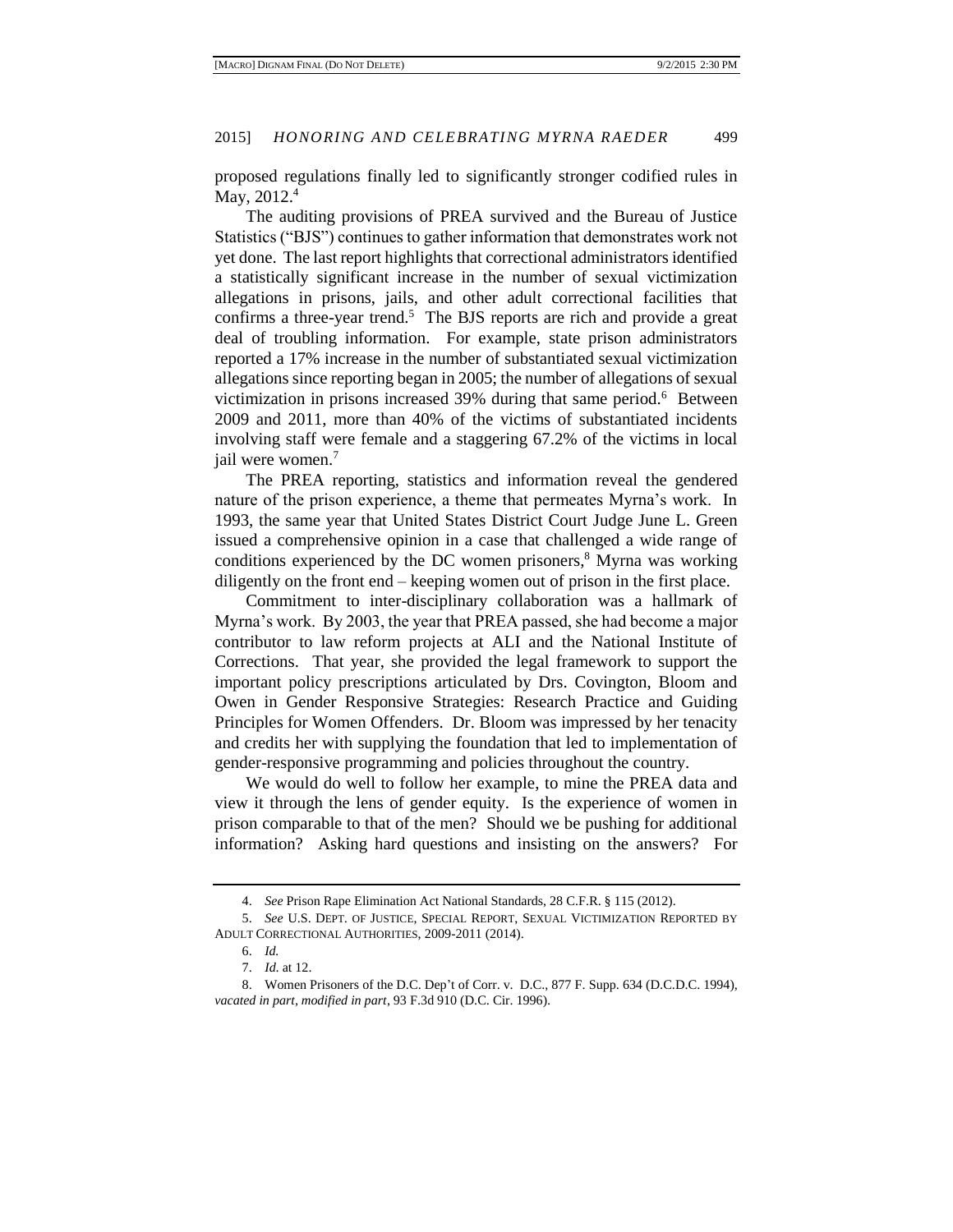proposed regulations finally led to significantly stronger codified rules in May, 2012.[4]

The auditing provisions of PREA survived and the Bureau of Justice Statistics ("BJS") continues to gather information that demonstrates work not yet done. The last report highlights that correctional administrators identified a statistically significant increase in the number of sexual victimization allegations in prisons, jails, and other adult correctional facilities that confirms a three-year trend.[5] The BJS reports are rich and provide a great deal of troubling information. For example, state prison administrators reported a 17% increase in the number of substantiated sexual victimization allegations since reporting began in 2005; the number of allegations of sexual victimization in prisons increased 39% during that same period.[6] Between 2009 and 2011, more than 40% of the victims of substantiated incidents involving staff were female and a staggering 67.2% of the victims in local jail were women.[7]

The PREA reporting, statistics and information reveal the gendered nature of the prison experience, a theme that permeates Myrna's work. In 1993, the same year that United States District Court Judge June L. Green issued a comprehensive opinion in a case that challenged a wide range of conditions experienced by the DC women prisoners,[8] Myrna was working diligently on the front end – keeping women out of prison in the first place.

Commitment to inter-disciplinary collaboration was a hallmark of Myrna's work. By 2003, the year that PREA passed, she had become a major contributor to law reform projects at ALI and the National Institute of Corrections. That year, she provided the legal framework to support the important policy prescriptions articulated by Drs. Covington, Bloom and Owen in Gender Responsive Strategies: Research Practice and Guiding Principles for Women Offenders. Dr. Bloom was impressed by her tenacity and credits her with supplying the foundation that led to implementation of gender-responsive programming and policies throughout the country.

We would do well to follow her example, to mine the PREA data and view it through the lens of gender equity. Is the experience of women in prison comparable to that of the men? Should we be pushing for additional information? Asking hard questions and insisting on the answers? For

---

4. *See* Prison Rape Elimination Act National Standards, 28 C.F.R. § 115 (2012).

5. *See* U.S. DEPT. OF JUSTICE, SPECIAL REPORT, SEXUAL VICTIMIZATION REPORTED BY ADULT CORRECTIONAL AUTHORITIES, 2009-2011 (2014).

6. *Id.*

7. *Id.* at 12.

8. Women Prisoners of the D.C. Dep't of Corr. v. D.C., 877 F. Supp. 634 (D.C.D.C. 1994), *vacated in part*, *modified in part*, 93 F.3d 910 (D.C. Cir. 1996).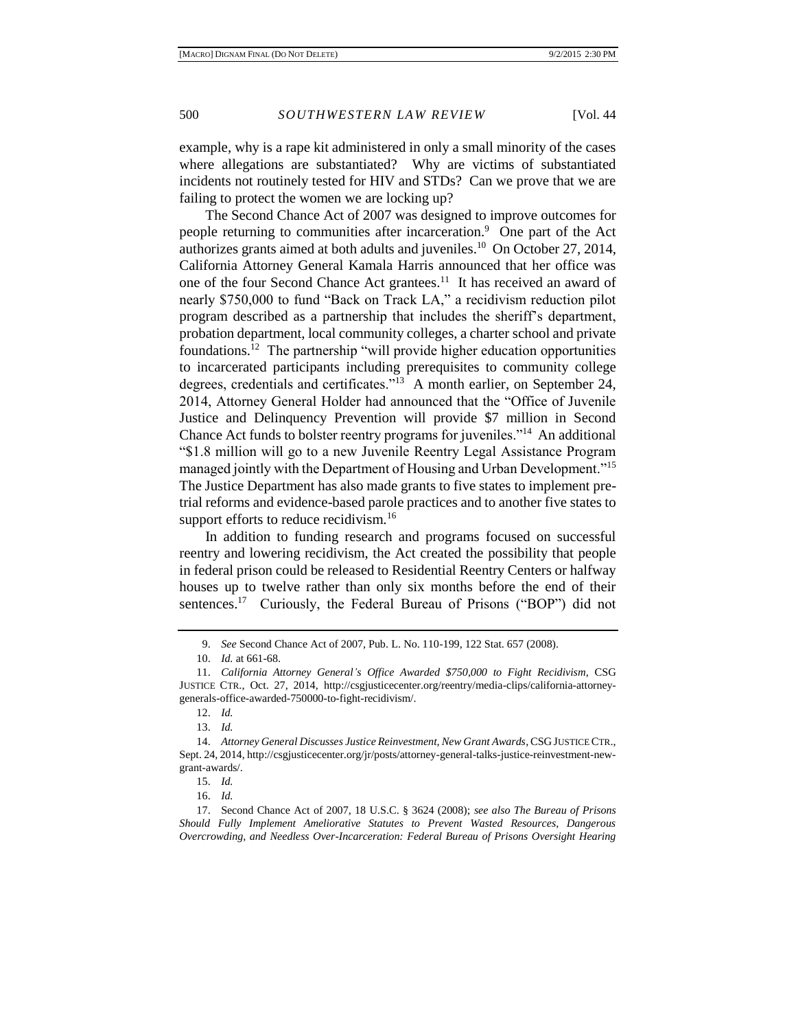example, why is a rape kit administered in only a small minority of the cases where allegations are substantiated? Why are victims of substantiated incidents not routinely tested for HIV and STDs? Can we prove that we are failing to protect the women we are locking up?

The Second Chance Act of 2007 was designed to improve outcomes for people returning to communities after incarceration.[9] One part of the Act authorizes grants aimed at both adults and juveniles.[10] On October 27, 2014, California Attorney General Kamala Harris announced that her office was one of the four Second Chance Act grantees.[11] It has received an award of nearly $750,000 to fund "Back on Track LA," a recidivism reduction pilot program described as a partnership that includes the sheriff's department, probation department, local community colleges, a charter school and private foundations.[12] The partnership "will provide higher education opportunities to incarcerated participants including prerequisites to community college degrees, credentials and certificates."[13] A month earlier, on September 24, 2014, Attorney General Holder had announced that the "Office of Juvenile Justice and Delinquency Prevention will provide $7 million in Second Chance Act funds to bolster reentry programs for juveniles."[14] An additional "$1.8 million will go to a new Juvenile Reentry Legal Assistance Program managed jointly with the Department of Housing and Urban Development."[15] The Justice Department has also made grants to five states to implement pre-trial reforms and evidence-based parole practices and to another five states to support efforts to reduce recidivism.[16]

In addition to funding research and programs focused on successful reentry and lowering recidivism, the Act created the possibility that people in federal prison could be released to Residential Reentry Centers or halfway houses up to twelve rather than only six months before the end of their sentences.[17] Curiously, the Federal Bureau of Prisons ("BOP") did not

---

9. *See* Second Chance Act of 2007, Pub. L. No. 110-199, 122 Stat. 657 (2008).

10. *Id.* at 661-68.

11. *California Attorney General's Office Awarded $750,000 to Fight Recidivism*, CSG JUSTICE CTR., Oct. 27, 2014, http://csgjusticecenter.org/reentry/media-clips/california-attorney-generals-office-awarded-750000-to-fight-recidivism/.

12. *Id.*

13. *Id.*

14. *Attorney General Discusses Justice Reinvestment, New Grant Awards*, CSG JUSTICE CTR., Sept. 24, 2014, http://csgjusticecenter.org/jr/posts/attorney-general-talks-justice-reinvestment-new-grant-awards/.

15. *Id.*

16. *Id.*

17. Second Chance Act of 2007, 18 U.S.C. § 3624 (2008); *see also The Bureau of Prisons Should Fully Implement Ameliorative Statutes to Prevent Wasted Resources, Dangerous Overcrowding, and Needless Over-Incarceration: Federal Bureau of Prisons Oversight Hearing*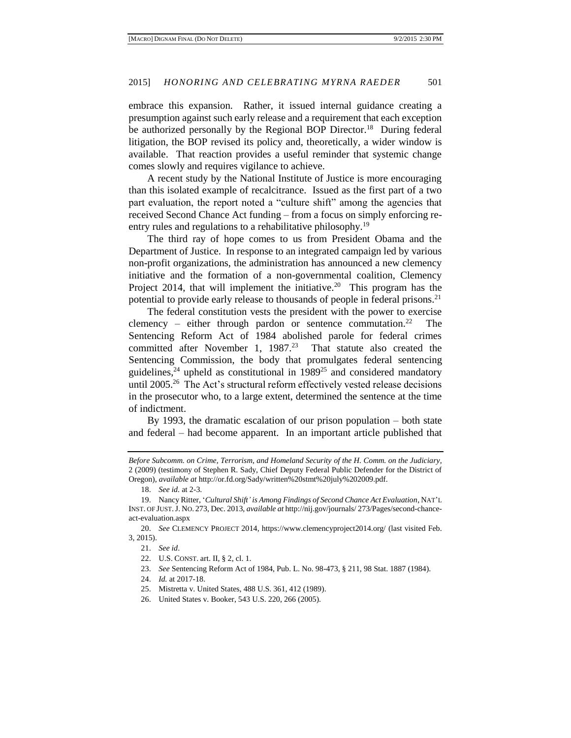embrace this expansion. Rather, it issued internal guidance creating a presumption against such early release and a requirement that each exception be authorized personally by the Regional BOP Director.[18] During federal litigation, the BOP revised its policy and, theoretically, a wider window is available. That reaction provides a useful reminder that systemic change comes slowly and requires vigilance to achieve.

A recent study by the National Institute of Justice is more encouraging than this isolated example of recalcitrance. Issued as the first part of a two part evaluation, the report noted a "culture shift" among the agencies that received Second Chance Act funding – from a focus on simply enforcing re-entry rules and regulations to a rehabilitative philosophy.[19]

The third ray of hope comes to us from President Obama and the Department of Justice. In response to an integrated campaign led by various non-profit organizations, the administration has announced a new clemency initiative and the formation of a non-governmental coalition, Clemency Project 2014, that will implement the initiative.[20] This program has the potential to provide early release to thousands of people in federal prisons.[21]

The federal constitution vests the president with the power to exercise clemency – either through pardon or sentence commutation.[22] The Sentencing Reform Act of 1984 abolished parole for federal crimes committed after November 1, 1987.[23] That statute also created the Sentencing Commission, the body that promulgates federal sentencing guidelines,[24] upheld as constitutional in 1989[25] and considered mandatory until 2005.[26] The Act's structural reform effectively vested release decisions in the prosecutor who, to a large extent, determined the sentence at the time of indictment.

By 1993, the dramatic escalation of our prison population – both state and federal – had become apparent. In an important article published that

---

*Before Subcomm. on Crime, Terrorism, and Homeland Security of the H. Comm. on the Judiciary*, 2 (2009) (testimony of Stephen R. Sady, Chief Deputy Federal Public Defender for the District of Oregon), *available at* http://or.fd.org/Sady/written%20stmt%20july%202009.pdf.

18. *See id.* at 2-3.

19. Nancy Ritter, '*Cultural Shift' is Among Findings of Second Chance Act Evaluation*, NAT'L INST. OF JUST. J. NO. 273, Dec. 2013, *available at* http://nij.gov/journals/ 273/Pages/second-chance-act-evaluation.aspx

20. *See* CLEMENCY PROJECT 2014, https://www.clemencyproject2014.org/ (last visited Feb. 3, 2015).

21. *See id*.

22. U.S. CONST. art. II, § 2, cl. 1.

23. *See* Sentencing Reform Act of 1984, Pub. L. No. 98-473, § 211, 98 Stat. 1887 (1984).

24. *Id.* at 2017-18.

25. Mistretta v. United States, 488 U.S. 361, 412 (1989).

26. United States v. Booker, 543 U.S. 220, 266 (2005).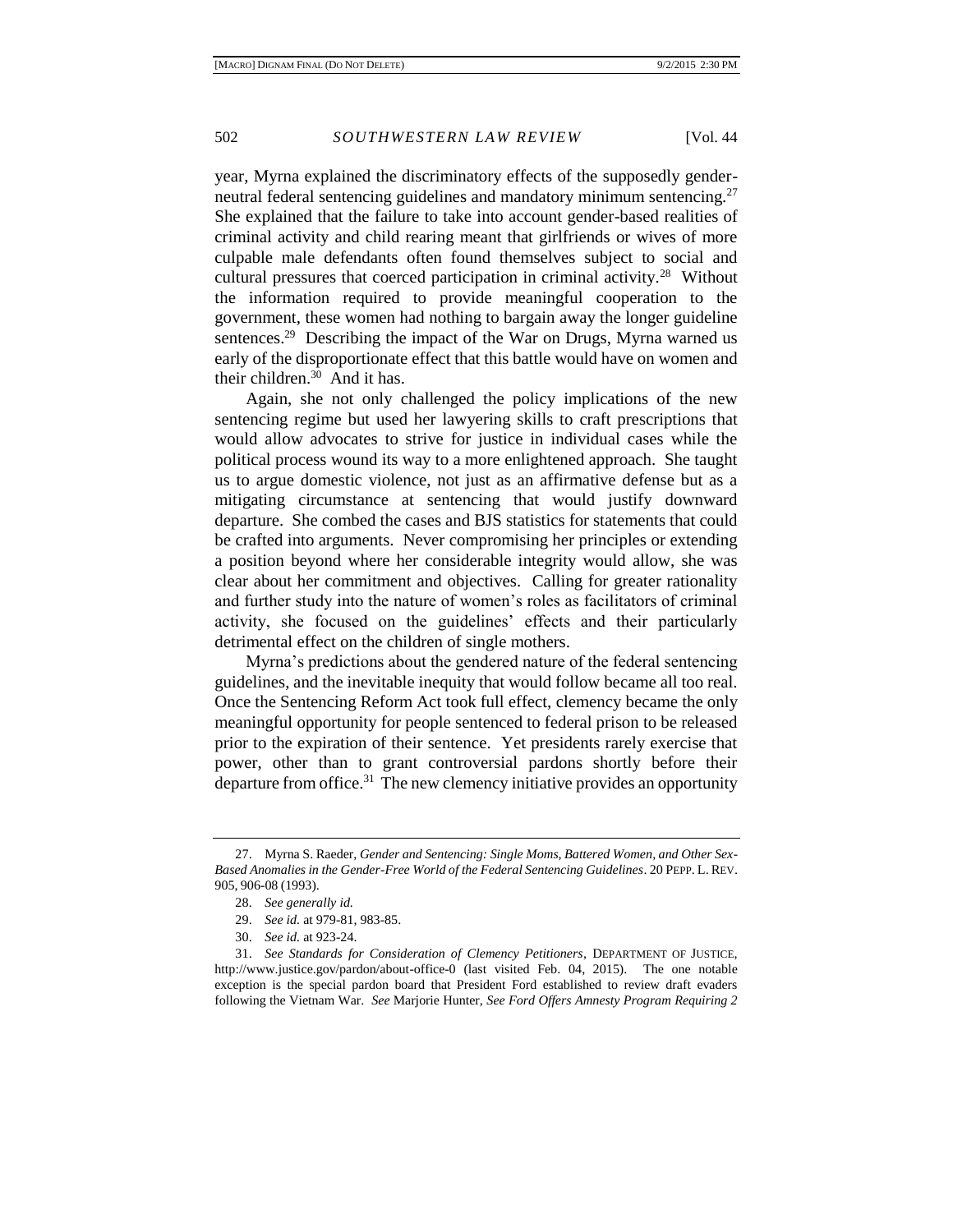year, Myrna explained the discriminatory effects of the supposedly gender-neutral federal sentencing guidelines and mandatory minimum sentencing.[27] She explained that the failure to take into account gender-based realities of criminal activity and child rearing meant that girlfriends or wives of more culpable male defendants often found themselves subject to social and cultural pressures that coerced participation in criminal activity.[28] Without the information required to provide meaningful cooperation to the government, these women had nothing to bargain away the longer guideline sentences.[29] Describing the impact of the War on Drugs, Myrna warned us early of the disproportionate effect that this battle would have on women and their children.[30] And it has.

Again, she not only challenged the policy implications of the new sentencing regime but used her lawyering skills to craft prescriptions that would allow advocates to strive for justice in individual cases while the political process wound its way to a more enlightened approach. She taught us to argue domestic violence, not just as an affirmative defense but as a mitigating circumstance at sentencing that would justify downward departure. She combed the cases and BJS statistics for statements that could be crafted into arguments. Never compromising her principles or extending a position beyond where her considerable integrity would allow, she was clear about her commitment and objectives. Calling for greater rationality and further study into the nature of women's roles as facilitators of criminal activity, she focused on the guidelines' effects and their particularly detrimental effect on the children of single mothers.

Myrna's predictions about the gendered nature of the federal sentencing guidelines, and the inevitable inequity that would follow became all too real. Once the Sentencing Reform Act took full effect, clemency became the only meaningful opportunity for people sentenced to federal prison to be released prior to the expiration of their sentence. Yet presidents rarely exercise that power, other than to grant controversial pardons shortly before their departure from office.[31] The new clemency initiative provides an opportunity

---

27. Myrna S. Raeder, *Gender and Sentencing: Single Moms, Battered Women, and Other Sex-Based Anomalies in the Gender-Free World of the Federal Sentencing Guidelines*. 20 PEPP. L. REV. 905, 906-08 (1993).

28. *See generally id.*

29. *See id.* at 979-81, 983-85.

30. *See id.* at 923-24.

31. *See Standards for Consideration of Clemency Petitioners*, DEPARTMENT OF JUSTICE, http://www.justice.gov/pardon/about-office-0 (last visited Feb. 04, 2015). The one notable exception is the special pardon board that President Ford established to review draft evaders following the Vietnam War. *See* Marjorie Hunter, *See Ford Offers Amnesty Program Requiring 2*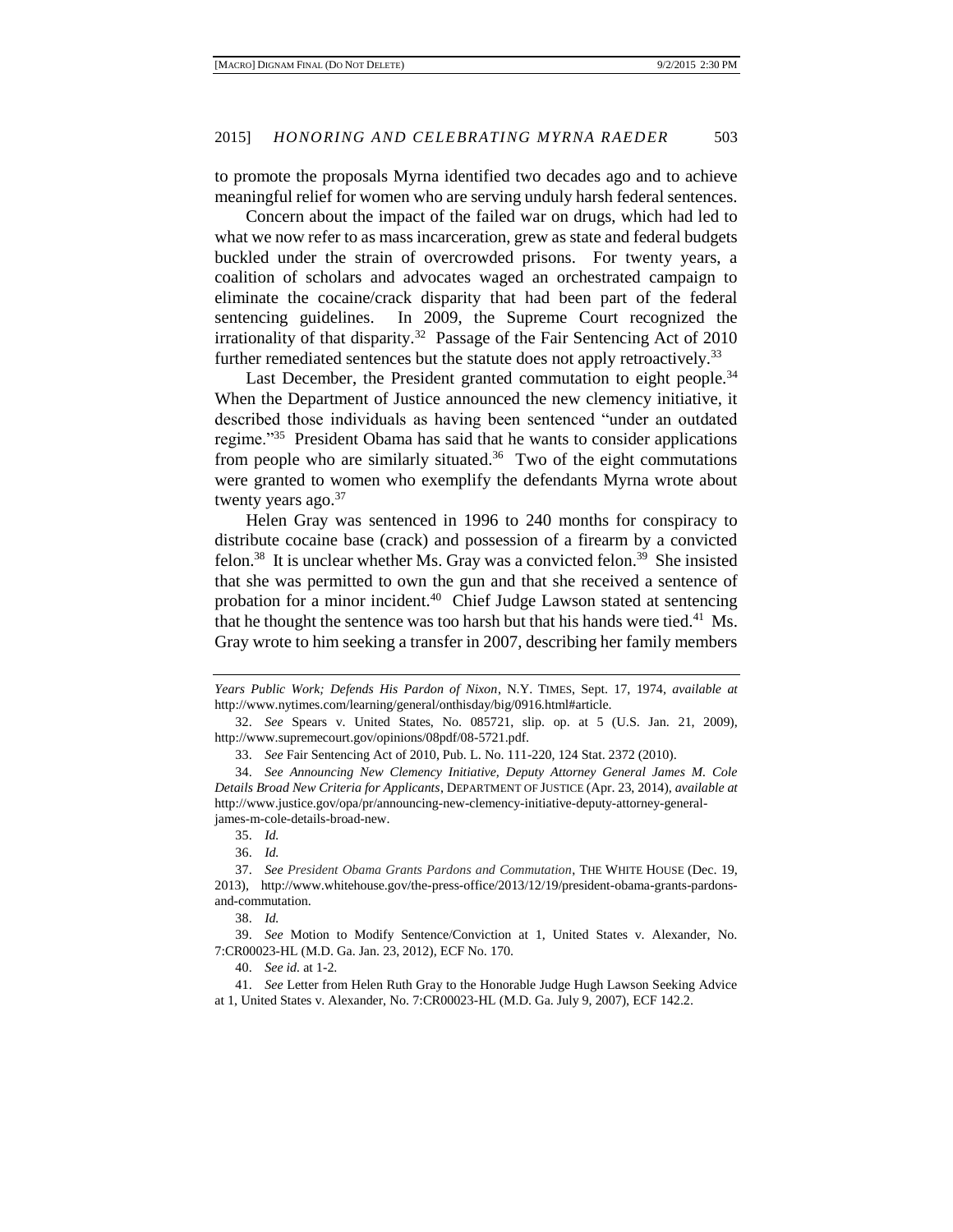to promote the proposals Myrna identified two decades ago and to achieve meaningful relief for women who are serving unduly harsh federal sentences.

Concern about the impact of the failed war on drugs, which had led to what we now refer to as mass incarceration, grew as state and federal budgets buckled under the strain of overcrowded prisons. For twenty years, a coalition of scholars and advocates waged an orchestrated campaign to eliminate the cocaine/crack disparity that had been part of the federal sentencing guidelines. In 2009, the Supreme Court recognized the irrationality of that disparity.[32] Passage of the Fair Sentencing Act of 2010 further remediated sentences but the statute does not apply retroactively.[33]

Last December, the President granted commutation to eight people.[34] When the Department of Justice announced the new clemency initiative, it described those individuals as having been sentenced "under an outdated regime."[35] President Obama has said that he wants to consider applications from people who are similarly situated.[36] Two of the eight commutations were granted to women who exemplify the defendants Myrna wrote about twenty years ago.[37]

Helen Gray was sentenced in 1996 to 240 months for conspiracy to distribute cocaine base (crack) and possession of a firearm by a convicted felon.[38] It is unclear whether Ms. Gray was a convicted felon.[39] She insisted that she was permitted to own the gun and that she received a sentence of probation for a minor incident.[40] Chief Judge Lawson stated at sentencing that he thought the sentence was too harsh but that his hands were tied.[41] Ms. Gray wrote to him seeking a transfer in 2007, describing her family members

---

*Years Public Work; Defends His Pardon of Nixon*, N.Y. TIMES, Sept. 17, 1974, *available at* http://www.nytimes.com/learning/general/onthisday/big/0916.html#article.

32. *See* Spears v. United States, No. 085721, slip. op. at 5 (U.S. Jan. 21, 2009), http://www.supremecourt.gov/opinions/08pdf/08-5721.pdf.

33. *See* Fair Sentencing Act of 2010, Pub. L. No. 111-220, 124 Stat. 2372 (2010).

34. *See Announcing New Clemency Initiative, Deputy Attorney General James M. Cole Details Broad New Criteria for Applicants*, DEPARTMENT OF JUSTICE (Apr. 23, 2014), *available at* http://www.justice.gov/opa/pr/announcing-new-clemency-initiative-deputy-attorney-general-james-m-cole-details-broad-new.

35. *Id.*

36. *Id.*

37. *See President Obama Grants Pardons and Commutation*, THE WHITE HOUSE (Dec. 19, 2013), http://www.whitehouse.gov/the-press-office/2013/12/19/president-obama-grants-pardons-and-commutation.

38. *Id.*

39. *See* Motion to Modify Sentence/Conviction at 1, United States v. Alexander, No. 7:CR00023-HL (M.D. Ga. Jan. 23, 2012), ECF No. 170.

40. *See id.* at 1-2.

41. *See* Letter from Helen Ruth Gray to the Honorable Judge Hugh Lawson Seeking Advice at 1, United States v. Alexander, No. 7:CR00023-HL (M.D. Ga. July 9, 2007), ECF 142.2.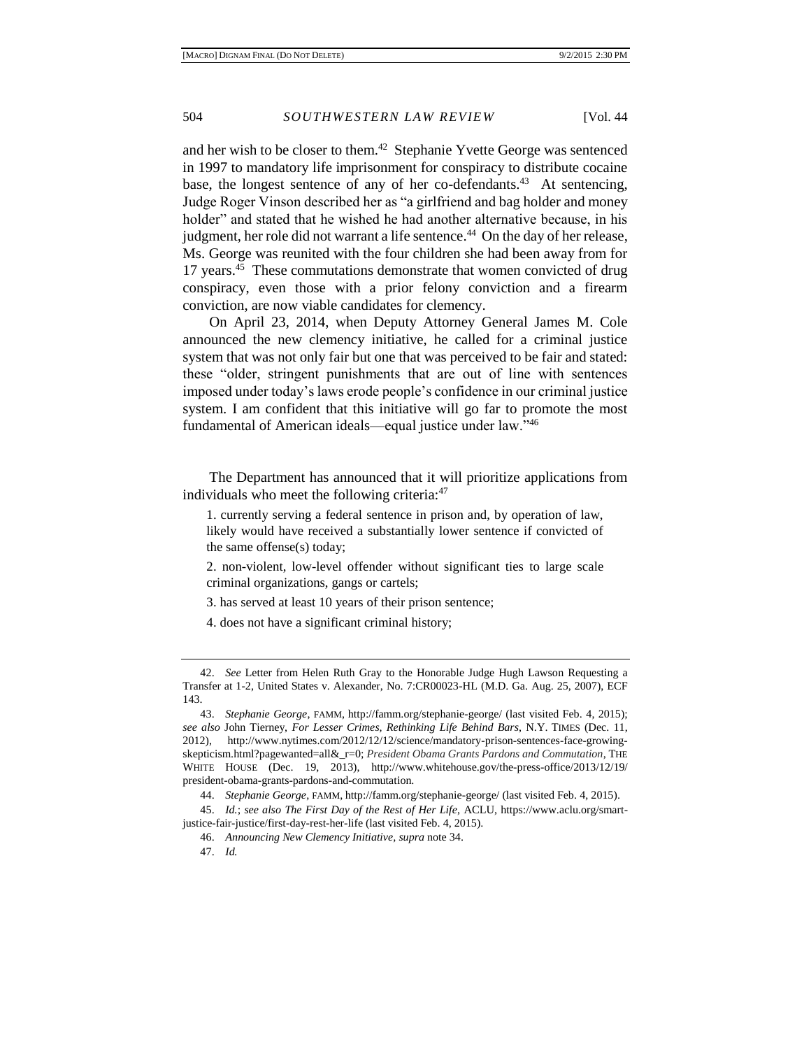and her wish to be closer to them.[42] Stephanie Yvette George was sentenced in 1997 to mandatory life imprisonment for conspiracy to distribute cocaine base, the longest sentence of any of her co-defendants.[43] At sentencing, Judge Roger Vinson described her as "a girlfriend and bag holder and money holder" and stated that he wished he had another alternative because, in his judgment, her role did not warrant a life sentence.[44] On the day of her release, Ms. George was reunited with the four children she had been away from for 17 years.[45] These commutations demonstrate that women convicted of drug conspiracy, even those with a prior felony conviction and a firearm conviction, are now viable candidates for clemency.

On April 23, 2014, when Deputy Attorney General James M. Cole announced the new clemency initiative, he called for a criminal justice system that was not only fair but one that was perceived to be fair and stated: these "older, stringent punishments that are out of line with sentences imposed under today's laws erode people's confidence in our criminal justice system. I am confident that this initiative will go far to promote the most fundamental of American ideals—equal justice under law."[46]

The Department has announced that it will prioritize applications from individuals who meet the following criteria:[47]

1. currently serving a federal sentence in prison and, by operation of law, likely would have received a substantially lower sentence if convicted of the same offense(s) today;

2. non-violent, low-level offender without significant ties to large scale criminal organizations, gangs or cartels;

3. has served at least 10 years of their prison sentence;

4. does not have a significant criminal history;

---

42. *See* Letter from Helen Ruth Gray to the Honorable Judge Hugh Lawson Requesting a Transfer at 1-2, United States v. Alexander, No. 7:CR00023-HL (M.D. Ga. Aug. 25, 2007), ECF 143.

43. *Stephanie George*, FAMM, http://famm.org/stephanie-george/ (last visited Feb. 4, 2015); *see also* John Tierney, *For Lesser Crimes, Rethinking Life Behind Bars*, N.Y. TIMES (Dec. 11, 2012), http://www.nytimes.com/2012/12/12/science/mandatory-prison-sentences-face-growing-skepticism.html?pagewanted=all&_r=0; *President Obama Grants Pardons and Commutation*, THE WHITE HOUSE (Dec. 19, 2013), http://www.whitehouse.gov/the-press-office/2013/12/19/president-obama-grants-pardons-and-commutation.

44. *Stephanie George*, FAMM, http://famm.org/stephanie-george/ (last visited Feb. 4, 2015).

45. *Id.*; *see also The First Day of the Rest of Her Life*, ACLU, https://www.aclu.org/smart-justice-fair-justice/first-day-rest-her-life (last visited Feb. 4, 2015).

46. *Announcing New Clemency Initiative*, *supra* note 34.

47. *Id.*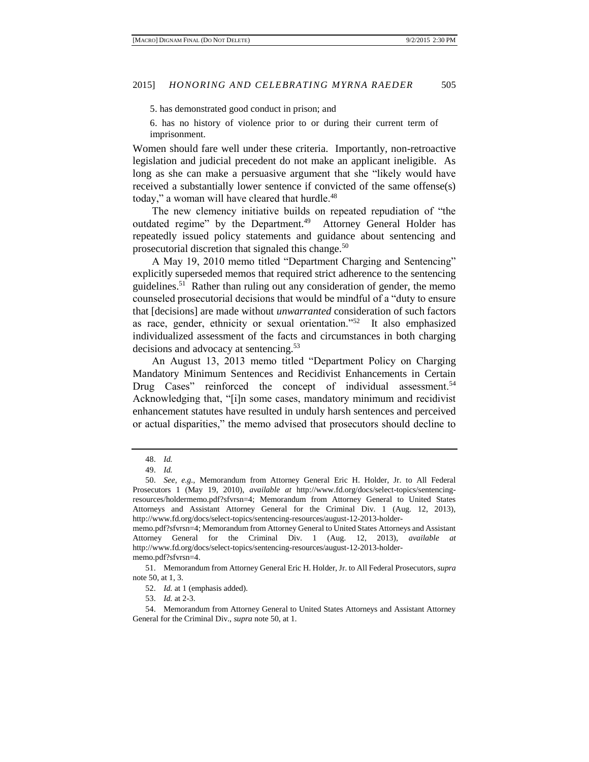5. has demonstrated good conduct in prison; and

6. has no history of violence prior to or during their current term of imprisonment.

Women should fare well under these criteria. Importantly, non-retroactive legislation and judicial precedent do not make an applicant ineligible. As long as she can make a persuasive argument that she "likely would have received a substantially lower sentence if convicted of the same offense(s) today," a woman will have cleared that hurdle.[48]

The new clemency initiative builds on repeated repudiation of "the outdated regime" by the Department.[49] Attorney General Holder has repeatedly issued policy statements and guidance about sentencing and prosecutorial discretion that signaled this change.[50]

A May 19, 2010 memo titled "Department Charging and Sentencing" explicitly superseded memos that required strict adherence to the sentencing guidelines.[51] Rather than ruling out any consideration of gender, the memo counseled prosecutorial decisions that would be mindful of a "duty to ensure that [decisions] are made without *unwarranted* consideration of such factors as race, gender, ethnicity or sexual orientation."[52] It also emphasized individualized assessment of the facts and circumstances in both charging decisions and advocacy at sentencing.[53]

An August 13, 2013 memo titled "Department Policy on Charging Mandatory Minimum Sentences and Recidivist Enhancements in Certain Drug Cases" reinforced the concept of individual assessment.[54] Acknowledging that, "[i]n some cases, mandatory minimum and recidivist enhancement statutes have resulted in unduly harsh sentences and perceived or actual disparities," the memo advised that prosecutors should decline to

---

48. *Id.*

49. *Id.*

50. *See, e.g.*, Memorandum from Attorney General Eric H. Holder, Jr. to All Federal Prosecutors 1 (May 19, 2010), *available at* http://www.fd.org/docs/select-topics/sentencing-resources/holdermemo.pdf?sfvrsn=4; Memorandum from Attorney General to United States Attorneys and Assistant Attorney General for the Criminal Div. 1 (Aug. 12, 2013), http://www.fd.org/docs/select-topics/sentencing-resources/august-12-2013-holder-memo.pdf?sfvrsn=4; Memorandum from Attorney General to United States Attorneys and Assistant Attorney General for the Criminal Div. 1 (Aug. 12, 2013), *available at* http://www.fd.org/docs/select-topics/sentencing-resources/august-12-2013-holder-memo.pdf?sfvrsn=4.

51. Memorandum from Attorney General Eric H. Holder, Jr. to All Federal Prosecutors, *supra* note 50, at 1, 3.

52. *Id.* at 1 (emphasis added).

53. *Id.* at 2-3.

54. Memorandum from Attorney General to United States Attorneys and Assistant Attorney General for the Criminal Div., *supra* note 50, at 1.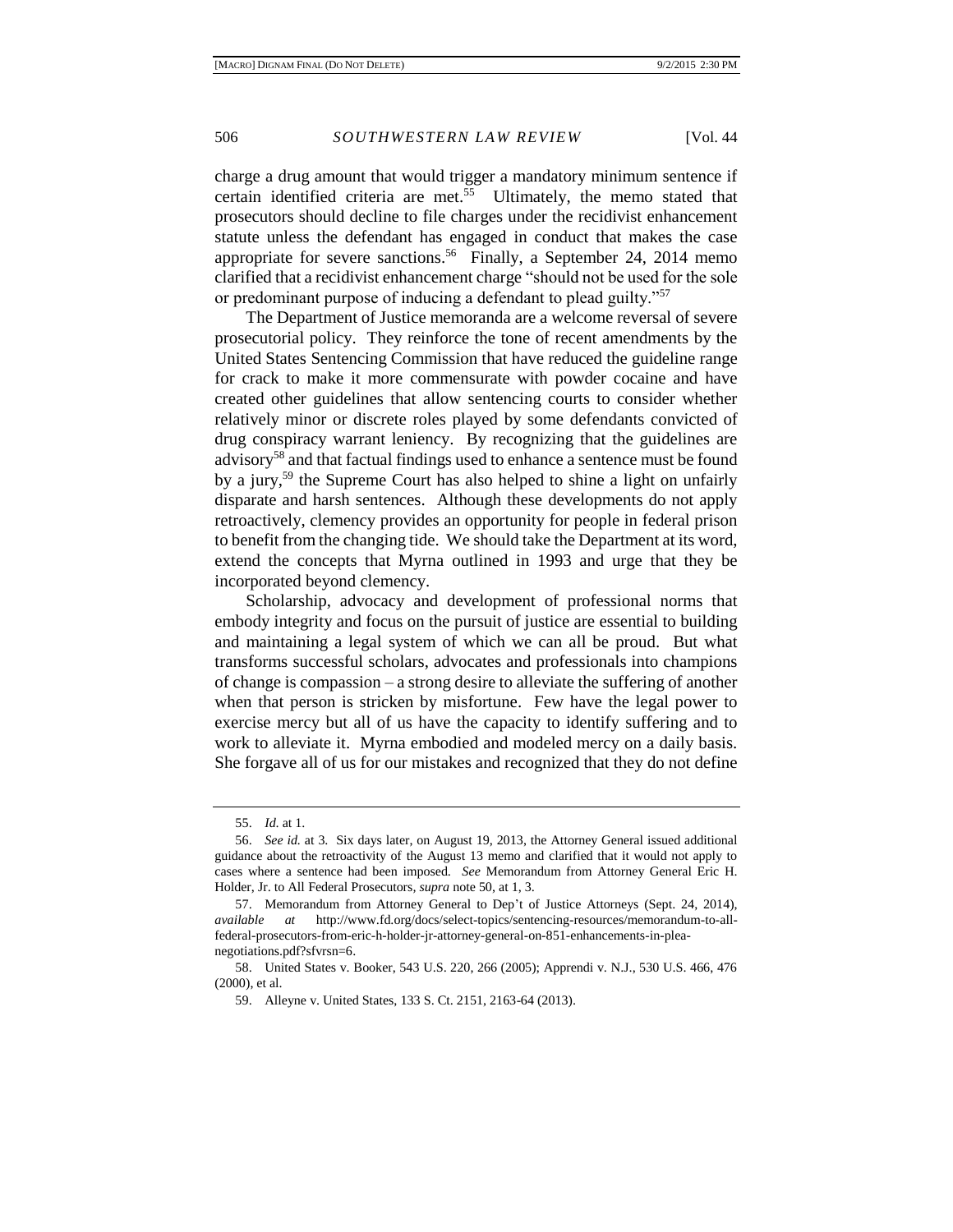charge a drug amount that would trigger a mandatory minimum sentence if certain identified criteria are met.[55] Ultimately, the memo stated that prosecutors should decline to file charges under the recidivist enhancement statute unless the defendant has engaged in conduct that makes the case appropriate for severe sanctions.[56] Finally, a September 24, 2014 memo clarified that a recidivist enhancement charge "should not be used for the sole or predominant purpose of inducing a defendant to plead guilty."[57]

The Department of Justice memoranda are a welcome reversal of severe prosecutorial policy. They reinforce the tone of recent amendments by the United States Sentencing Commission that have reduced the guideline range for crack to make it more commensurate with powder cocaine and have created other guidelines that allow sentencing courts to consider whether relatively minor or discrete roles played by some defendants convicted of drug conspiracy warrant leniency. By recognizing that the guidelines are advisory[58] and that factual findings used to enhance a sentence must be found by a jury,[59] the Supreme Court has also helped to shine a light on unfairly disparate and harsh sentences. Although these developments do not apply retroactively, clemency provides an opportunity for people in federal prison to benefit from the changing tide. We should take the Department at its word, extend the concepts that Myrna outlined in 1993 and urge that they be incorporated beyond clemency.

Scholarship, advocacy and development of professional norms that embody integrity and focus on the pursuit of justice are essential to building and maintaining a legal system of which we can all be proud. But what transforms successful scholars, advocates and professionals into champions of change is compassion – a strong desire to alleviate the suffering of another when that person is stricken by misfortune. Few have the legal power to exercise mercy but all of us have the capacity to identify suffering and to work to alleviate it. Myrna embodied and modeled mercy on a daily basis. She forgave all of us for our mistakes and recognized that they do not define

---

55. *Id.* at 1.

56. *See id.* at 3. Six days later, on August 19, 2013, the Attorney General issued additional guidance about the retroactivity of the August 13 memo and clarified that it would not apply to cases where a sentence had been imposed. *See* Memorandum from Attorney General Eric H. Holder, Jr. to All Federal Prosecutors, *supra* note 50, at 1, 3.

57. Memorandum from Attorney General to Dep't of Justice Attorneys (Sept. 24, 2014), *available at* http://www.fd.org/docs/select-topics/sentencing-resources/memorandum-to-all-federal-prosecutors-from-eric-h-holder-jr-attorney-general-on-851-enhancements-in-plea-negotiations.pdf?sfvrsn=6.

58. United States v. Booker, 543 U.S. 220, 266 (2005); Apprendi v. N.J., 530 U.S. 466, 476 (2000), et al.

59. Alleyne v. United States, 133 S. Ct. 2151, 2163-64 (2013).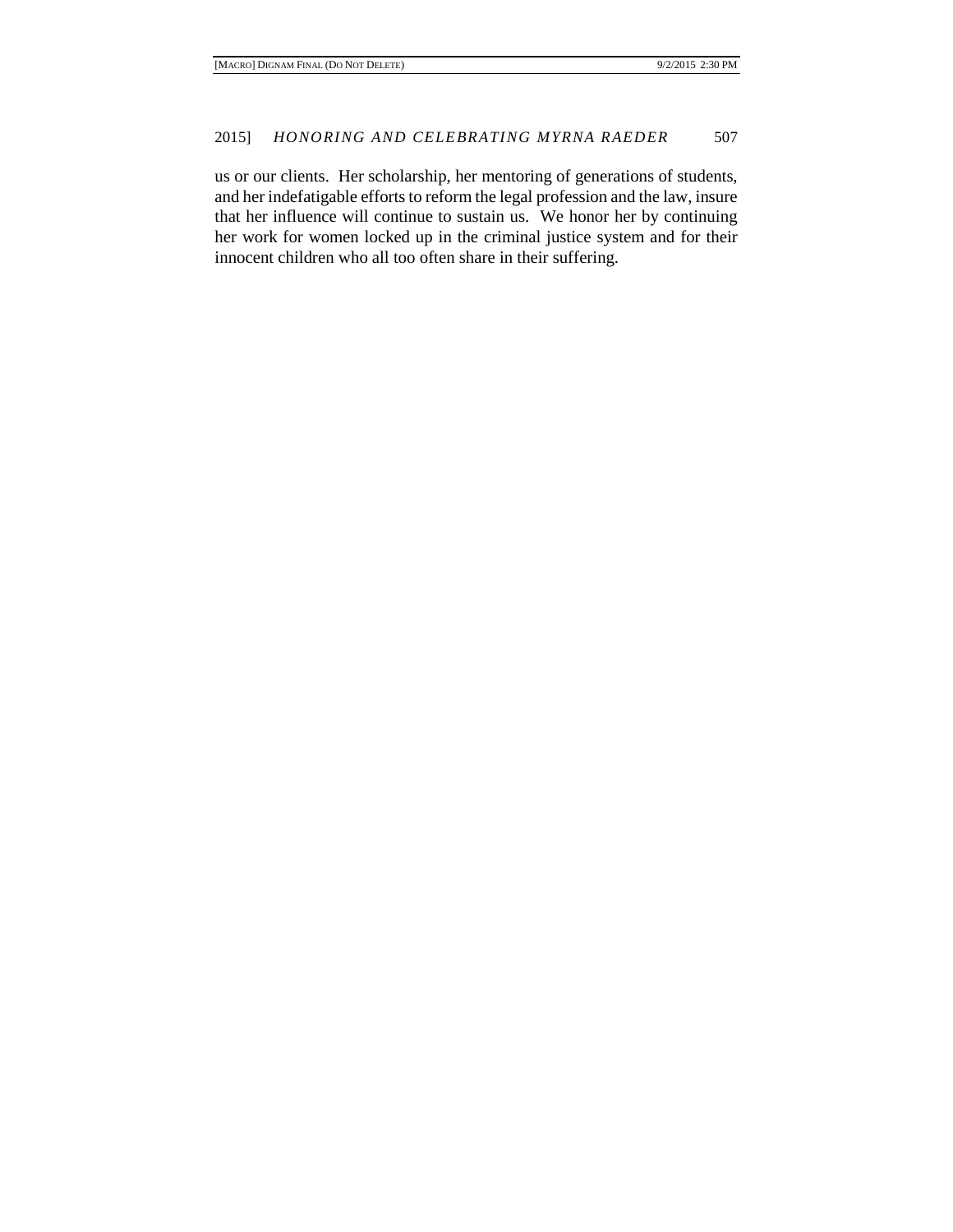us or our clients. Her scholarship, her mentoring of generations of students, and her indefatigable efforts to reform the legal profession and the law, insure that her influence will continue to sustain us. We honor her by continuing her work for women locked up in the criminal justice system and for their innocent children who all too often share in their suffering.